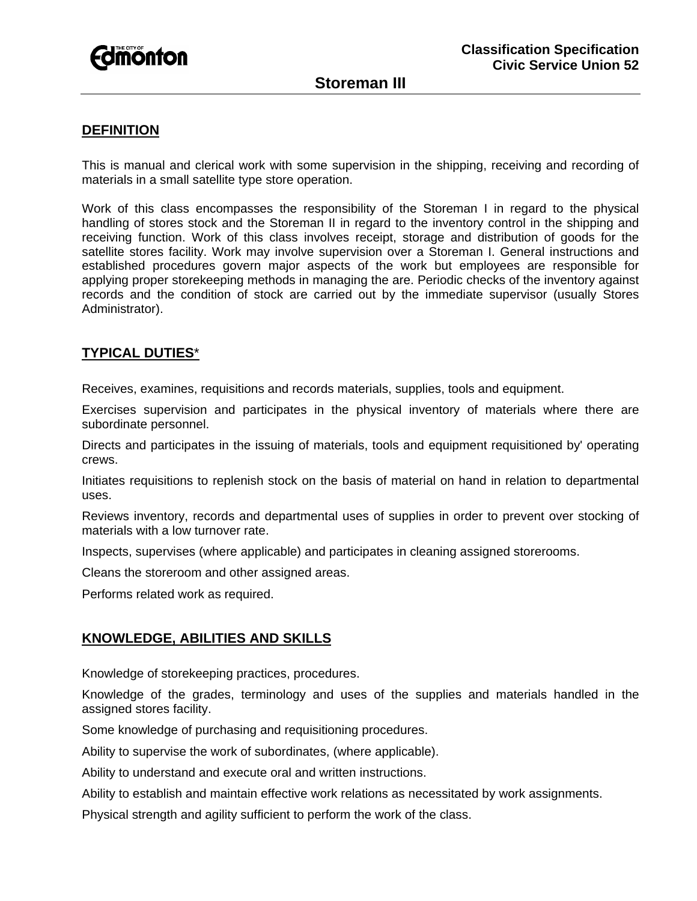Classification Specification
Civic Service Union 52

# Storeman III

## DEFINITION

This is manual and clerical work with some supervision in the shipping, receiving and recording of materials in a small satellite type store operation.

Work of this class encompasses the responsibility of the Storeman I in regard to the physical handling of stores stock and the Storeman II in regard to the inventory control in the shipping and receiving function. Work of this class involves receipt, storage and distribution of goods for the satellite stores facility. Work may involve supervision over a Storeman I. General instructions and established procedures govern major aspects of the work but employees are responsible for applying proper storekeeping methods in managing the are. Periodic checks of the inventory against records and the condition of stock are carried out by the immediate supervisor (usually Stores Administrator).

## TYPICAL DUTIES*

Receives, examines, requisitions and records materials, supplies, tools and equipment.

Exercises supervision and participates in the physical inventory of materials where there are subordinate personnel.

Directs and participates in the issuing of materials, tools and equipment requisitioned by' operating crews.

Initiates requisitions to replenish stock on the basis of material on hand in relation to departmental uses.

Reviews inventory, records and departmental uses of supplies in order to prevent over stocking of materials with a low turnover rate.

Inspects, supervises (where applicable) and participates in cleaning assigned storerooms.

Cleans the storeroom and other assigned areas.

Performs related work as required.

## KNOWLEDGE, ABILITIES AND SKILLS

Knowledge of storekeeping practices, procedures.

Knowledge of the grades, terminology and uses of the supplies and materials handled in the assigned stores facility.

Some knowledge of purchasing and requisitioning procedures.

Ability to supervise the work of subordinates, (where applicable).

Ability to understand and execute oral and written instructions.

Ability to establish and maintain effective work relations as necessitated by work assignments.

Physical strength and agility sufficient to perform the work of the class.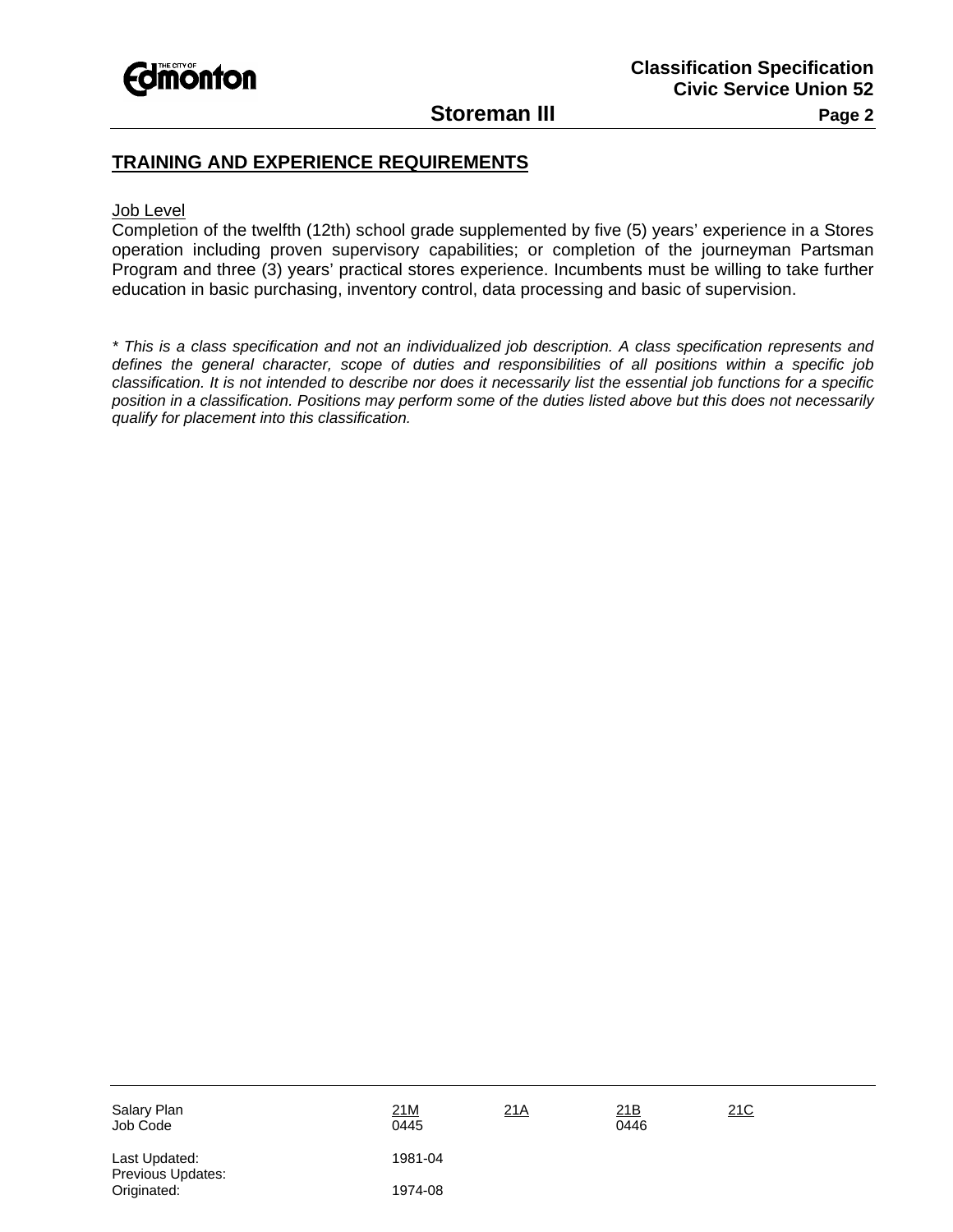## TRAINING AND EXPERIENCE REQUIREMENTS

Job Level
Completion of the twelfth (12th) school grade supplemented by five (5) years' experience in a Stores operation including proven supervisory capabilities; or completion of the journeyman Partsman Program and three (3) years' practical stores experience. Incumbents must be willing to take further education in basic purchasing, inventory control, data processing and basic of supervision.

*\* This is a class specification and not an individualized job description. A class specification represents and defines the general character, scope of duties and responsibilities of all positions within a specific job classification. It is not intended to describe nor does it necessarily list the essential job functions for a specific position in a classification. Positions may perform some of the duties listed above but this does not necessarily qualify for placement into this classification.*

| | | | | |
|---|---|---|---|---|
| Salary Plan | 21M | 21A | 21B | 21C |
| Job Code | 0445 | | 0446 | |
| Last Updated: | 1981-04 | | | |
| Previous Updates: | | | | |
| Originated: | 1974-08 | | | |